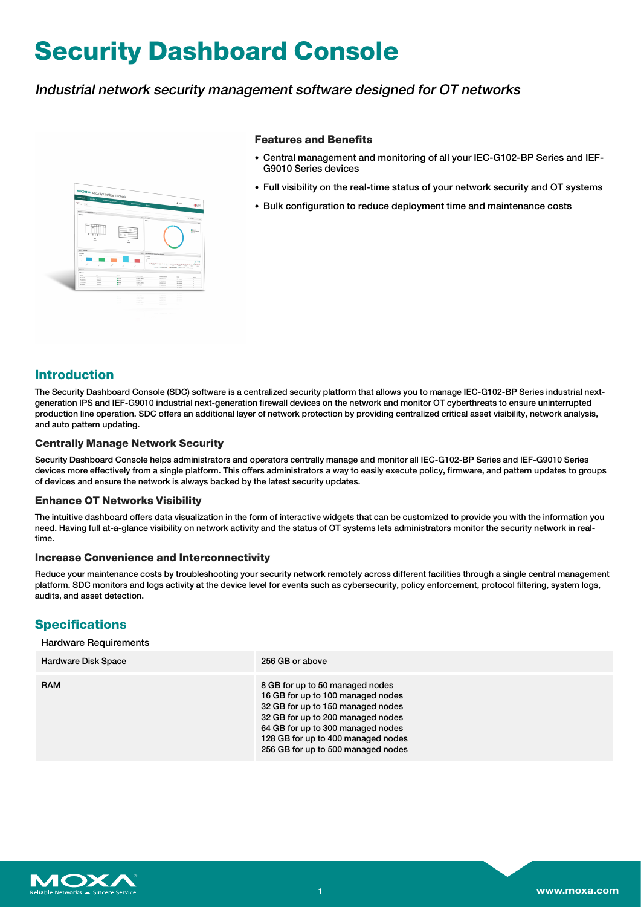# Security Dashboard Console

*Industrial network security management software designed for OT networks*

### Features and Benefits

- Central management and monitoring of all your IEC-G102-BP Series and IEF-G9010 Series devices
- Full visibility on the real-time status of your network security and OT systems
- Bulk configuration to reduce deployment time and maintenance costs

## Introduction

The Security Dashboard Console (SDC) software is a centralized security platform that allows you to manage IEC-G102-BP Series industrial next-generation IPS and IEF-G9010 industrial next-generation firewall devices on the network and monitor OT cyberthreats to ensure uninterrupted production line operation. SDC offers an additional layer of network protection by providing centralized critical asset visibility, network analysis, and auto pattern updating.

### Centrally Manage Network Security

Security Dashboard Console helps administrators and operators centrally manage and monitor all IEC-G102-BP Series and IEF-G9010 Series devices more effectively from a single platform. This offers administrators a way to easily execute policy, firmware, and pattern updates to groups of devices and ensure the network is always backed by the latest security updates.

### Enhance OT Networks Visibility

The intuitive dashboard offers data visualization in the form of interactive widgets that can be customized to provide you with the information you need. Having full at-a-glance visibility on network activity and the status of OT systems lets administrators monitor the security network in real-time.

### Increase Convenience and Interconnectivity

Reduce your maintenance costs by troubleshooting your security network remotely across different facilities through a single central management platform. SDC monitors and logs activity at the device level for events such as cybersecurity, policy enforcement, protocol filtering, system logs, audits, and asset detection.

## Specifications

Hardware Requirements

| | |
|---|---|
| Hardware Disk Space | 256 GB or above |
| RAM | 8 GB for up to 50 managed nodes<br>16 GB for up to 100 managed nodes<br>32 GB for up to 150 managed nodes<br>32 GB for up to 200 managed nodes<br>64 GB for up to 300 managed nodes<br>128 GB for up to 400 managed nodes<br>256 GB for up to 500 managed nodes |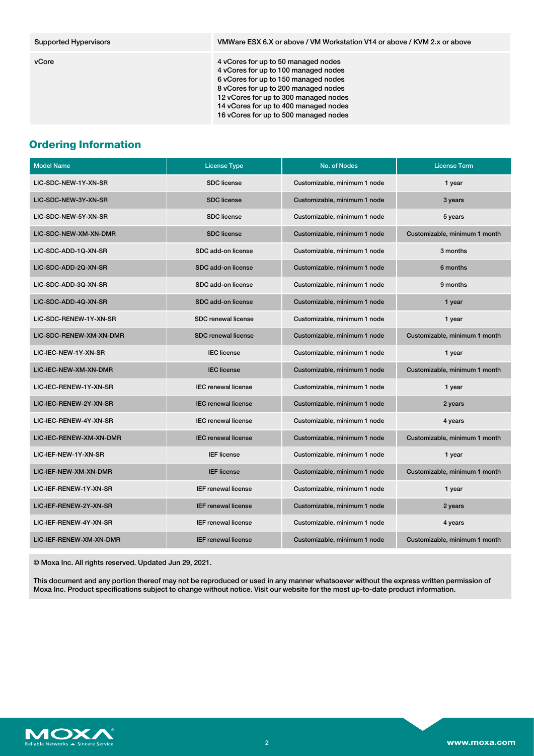| | |
|---|---|
| Supported Hypervisors | VMWare ESX 6.X or above / VM Workstation V14 or above / KVM 2.x or above |
| vCore | 4 vCores for up to 50 managed nodes<br>4 vCores for up to 100 managed nodes<br>6 vCores for up to 150 managed nodes<br>8 vCores for up to 200 managed nodes<br>12 vCores for up to 300 managed nodes<br>14 vCores for up to 400 managed nodes<br>16 vCores for up to 500 managed nodes |

## Ordering Information

| Model Name | License Type | No. of Nodes | License Term |
|---|---|---|---|
| LIC-SDC-NEW-1Y-XN-SR | SDC license | Customizable, minimum 1 node | 1 year |
| LIC-SDC-NEW-3Y-XN-SR | SDC license | Customizable, minimum 1 node | 3 years |
| LIC-SDC-NEW-5Y-XN-SR | SDC license | Customizable, minimum 1 node | 5 years |
| LIC-SDC-NEW-XM-XN-DMR | SDC license | Customizable, minimum 1 node | Customizable, minimum 1 month |
| LIC-SDC-ADD-1Q-XN-SR | SDC add-on license | Customizable, minimum 1 node | 3 months |
| LIC-SDC-ADD-2Q-XN-SR | SDC add-on license | Customizable, minimum 1 node | 6 months |
| LIC-SDC-ADD-3Q-XN-SR | SDC add-on license | Customizable, minimum 1 node | 9 months |
| LIC-SDC-ADD-4Q-XN-SR | SDC add-on license | Customizable, minimum 1 node | 1 year |
| LIC-SDC-RENEW-1Y-XN-SR | SDC renewal license | Customizable, minimum 1 node | 1 year |
| LIC-SDC-RENEW-XM-XN-DMR | SDC renewal license | Customizable, minimum 1 node | Customizable, minimum 1 month |
| LIC-IEC-NEW-1Y-XN-SR | IEC license | Customizable, minimum 1 node | 1 year |
| LIC-IEC-NEW-XM-XN-DMR | IEC license | Customizable, minimum 1 node | Customizable, minimum 1 month |
| LIC-IEC-RENEW-1Y-XN-SR | IEC renewal license | Customizable, minimum 1 node | 1 year |
| LIC-IEC-RENEW-2Y-XN-SR | IEC renewal license | Customizable, minimum 1 node | 2 years |
| LIC-IEC-RENEW-4Y-XN-SR | IEC renewal license | Customizable, minimum 1 node | 4 years |
| LIC-IEC-RENEW-XM-XN-DMR | IEC renewal license | Customizable, minimum 1 node | Customizable, minimum 1 month |
| LIC-IEF-NEW-1Y-XN-SR | IEF license | Customizable, minimum 1 node | 1 year |
| LIC-IEF-NEW-XM-XN-DMR | IEF license | Customizable, minimum 1 node | Customizable, minimum 1 month |
| LIC-IEF-RENEW-1Y-XN-SR | IEF renewal license | Customizable, minimum 1 node | 1 year |
| LIC-IEF-RENEW-2Y-XN-SR | IEF renewal license | Customizable, minimum 1 node | 2 years |
| LIC-IEF-RENEW-4Y-XN-SR | IEF renewal license | Customizable, minimum 1 node | 4 years |
| LIC-IEF-RENEW-XM-XN-DMR | IEF renewal license | Customizable, minimum 1 node | Customizable, minimum 1 month |

© Moxa Inc. All rights reserved. Updated Jun 29, 2021.

This document and any portion thereof may not be reproduced or used in any manner whatsoever without the express written permission of Moxa Inc. Product specifications subject to change without notice. Visit our website for the most up-to-date product information.